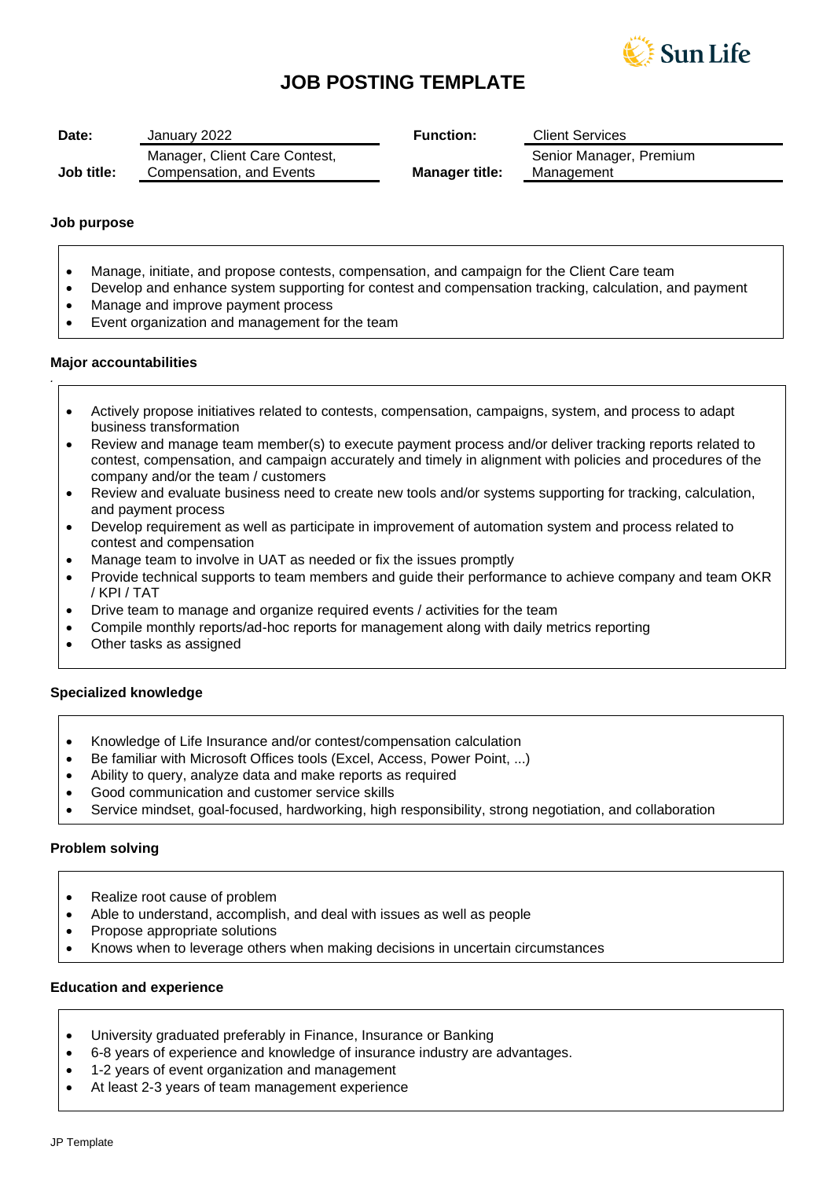# JOB POSTING TEMPLATE

| | | | |
|---|---|---|---|
| **Date:** | January 2022 | **Function:** | Client Services |
| **Job title:** | Manager, Client Care Contest, Compensation, and Events | **Manager title:** | Senior Manager, Premium Management |

**Job purpose**

- Manage, initiate, and propose contests, compensation, and campaign for the Client Care team
- Develop and enhance system supporting for contest and compensation tracking, calculation, and payment
- Manage and improve payment process
- Event organization and management for the team

**Major accountabilities**

- Actively propose initiatives related to contests, compensation, campaigns, system, and process to adapt business transformation
- Review and manage team member(s) to execute payment process and/or deliver tracking reports related to contest, compensation, and campaign accurately and timely in alignment with policies and procedures of the company and/or the team / customers
- Review and evaluate business need to create new tools and/or systems supporting for tracking, calculation, and payment process
- Develop requirement as well as participate in improvement of automation system and process related to contest and compensation
- Manage team to involve in UAT as needed or fix the issues promptly
- Provide technical supports to team members and guide their performance to achieve company and team OKR / KPI / TAT
- Drive team to manage and organize required events / activities for the team
- Compile monthly reports/ad-hoc reports for management along with daily metrics reporting
- Other tasks as assigned

**Specialized knowledge**

- Knowledge of Life Insurance and/or contest/compensation calculation
- Be familiar with Microsoft Offices tools (Excel, Access, Power Point, ...)
- Ability to query, analyze data and make reports as required
- Good communication and customer service skills
- Service mindset, goal-focused, hardworking, high responsibility, strong negotiation, and collaboration

**Problem solving**

- Realize root cause of problem
- Able to understand, accomplish, and deal with issues as well as people
- Propose appropriate solutions
- Knows when to leverage others when making decisions in uncertain circumstances

**Education and experience**

- University graduated preferably in Finance, Insurance or Banking
- 6-8 years of experience and knowledge of insurance industry are advantages.
- 1-2 years of event organization and management
- At least 2-3 years of team management experience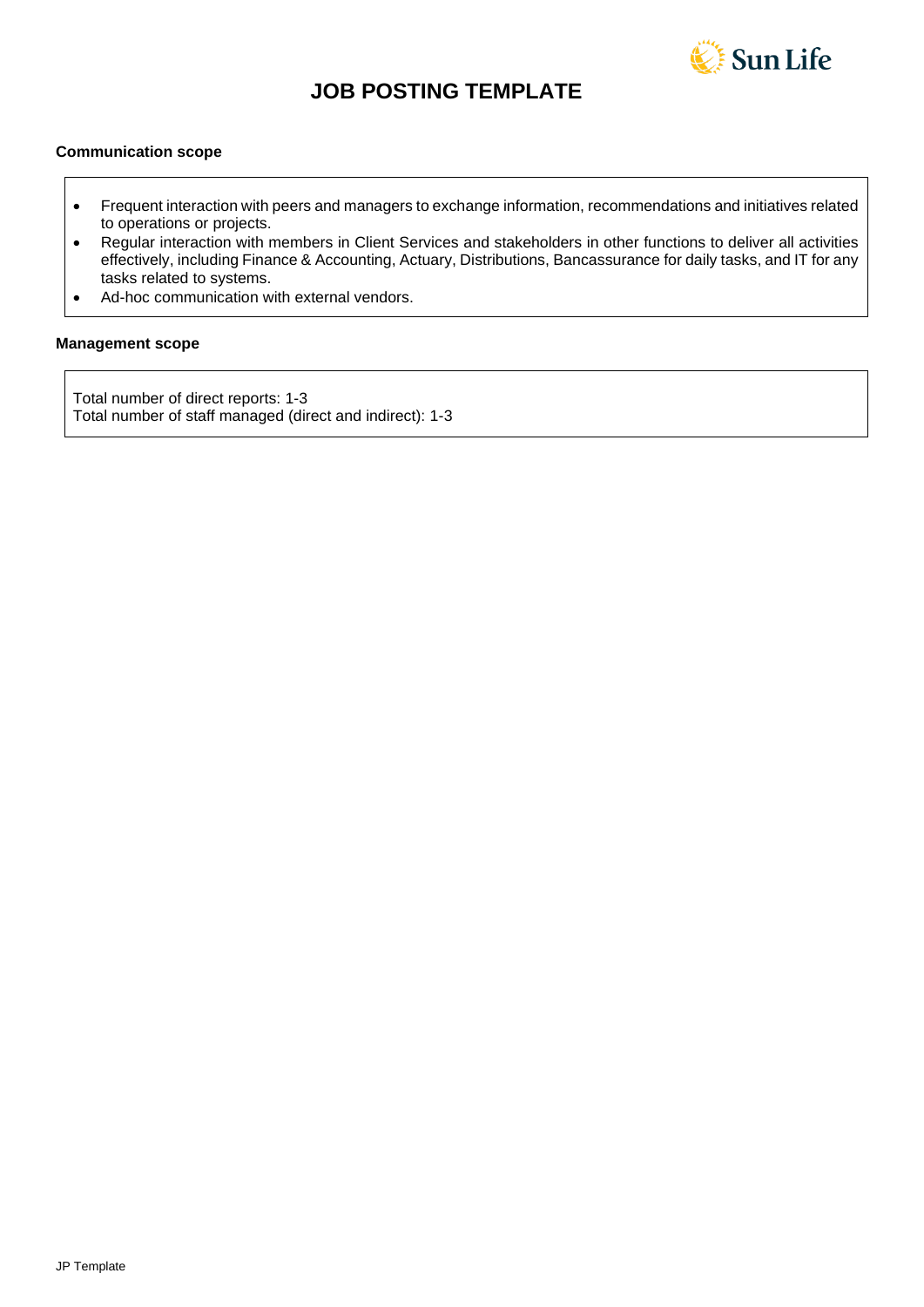# JOB POSTING TEMPLATE

**Communication scope**

- Frequent interaction with peers and managers to exchange information, recommendations and initiatives related to operations or projects.
- Regular interaction with members in Client Services and stakeholders in other functions to deliver all activities effectively, including Finance & Accounting, Actuary, Distributions, Bancassurance for daily tasks, and IT for any tasks related to systems.
- Ad-hoc communication with external vendors.

**Management scope**

Total number of direct reports: 1-3
Total number of staff managed (direct and indirect): 1-3